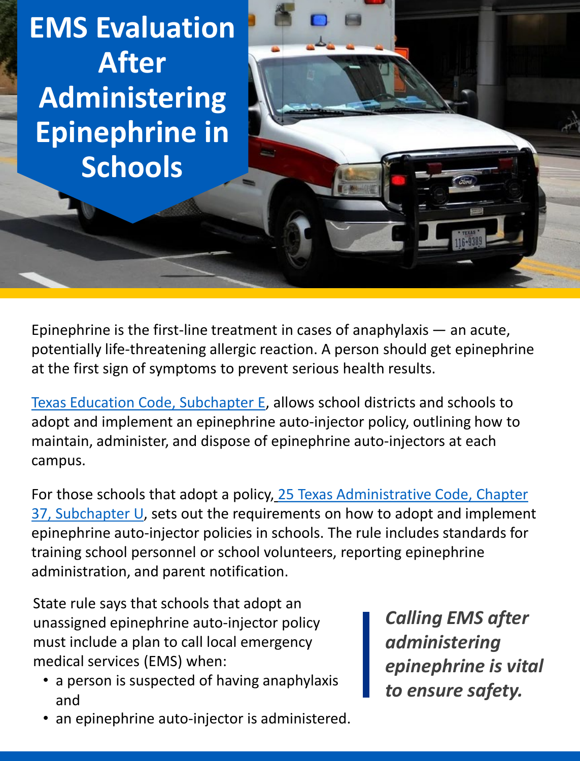# EMS Evaluation After Administering Epinephrine in Schools

Epinephrine is the first-line treatment in cases of anaphylaxis — an acute, potentially life-threatening allergic reaction. A person should get epinephrine at the first sign of symptoms to prevent serious health results.

Texas Education Code, Subchapter E, allows school districts and schools to adopt and implement an epinephrine auto-injector policy, outlining how to maintain, administer, and dispose of epinephrine auto-injectors at each campus.

For those schools that adopt a policy, 25 Texas Administrative Code, Chapter 37, Subchapter U, sets out the requirements on how to adopt and implement epinephrine auto-injector policies in schools. The rule includes standards for training school personnel or school volunteers, reporting epinephrine administration, and parent notification.

State rule says that schools that adopt an unassigned epinephrine auto-injector policy must include a plan to call local emergency medical services (EMS) when:

- a person is suspected of having anaphylaxis and
- an epinephrine auto-injector is administered.

> ***Calling EMS after administering epinephrine is vital to ensure safety.***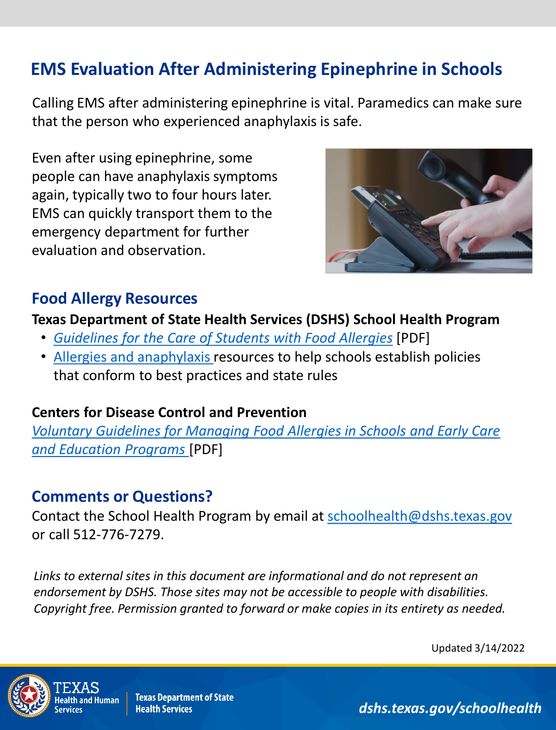# EMS Evaluation After Administering Epinephrine in Schools

Calling EMS after administering epinephrine is vital. Paramedics can make sure that the person who experienced anaphylaxis is safe.

Even after using epinephrine, some people can have anaphylaxis symptoms again, typically two to four hours later. EMS can quickly transport them to the emergency department for further evaluation and observation.

## Food Allergy Resources

**Texas Department of State Health Services (DSHS) School Health Program**

- *Guidelines for the Care of Students with Food Allergies* [PDF]
- Allergies and anaphylaxis resources to help schools establish policies that conform to best practices and state rules

**Centers for Disease Control and Prevention**

*Voluntary Guidelines for Managing Food Allergies in Schools and Early Care and Education Programs* [PDF]

## Comments or Questions?

Contact the School Health Program by email at schoolhealth@dshs.texas.gov or call 512-776-7279.

*Links to external sites in this document are informational and do not represent an endorsement by DSHS. Those sites may not be accessible to people with disabilities. Copyright free. Permission granted to forward or make copies in its entirety as needed.*

Updated 3/14/2022

TEXAS Health and Human Services | Texas Department of State Health Services

*dshs.texas.gov/schoolhealth*